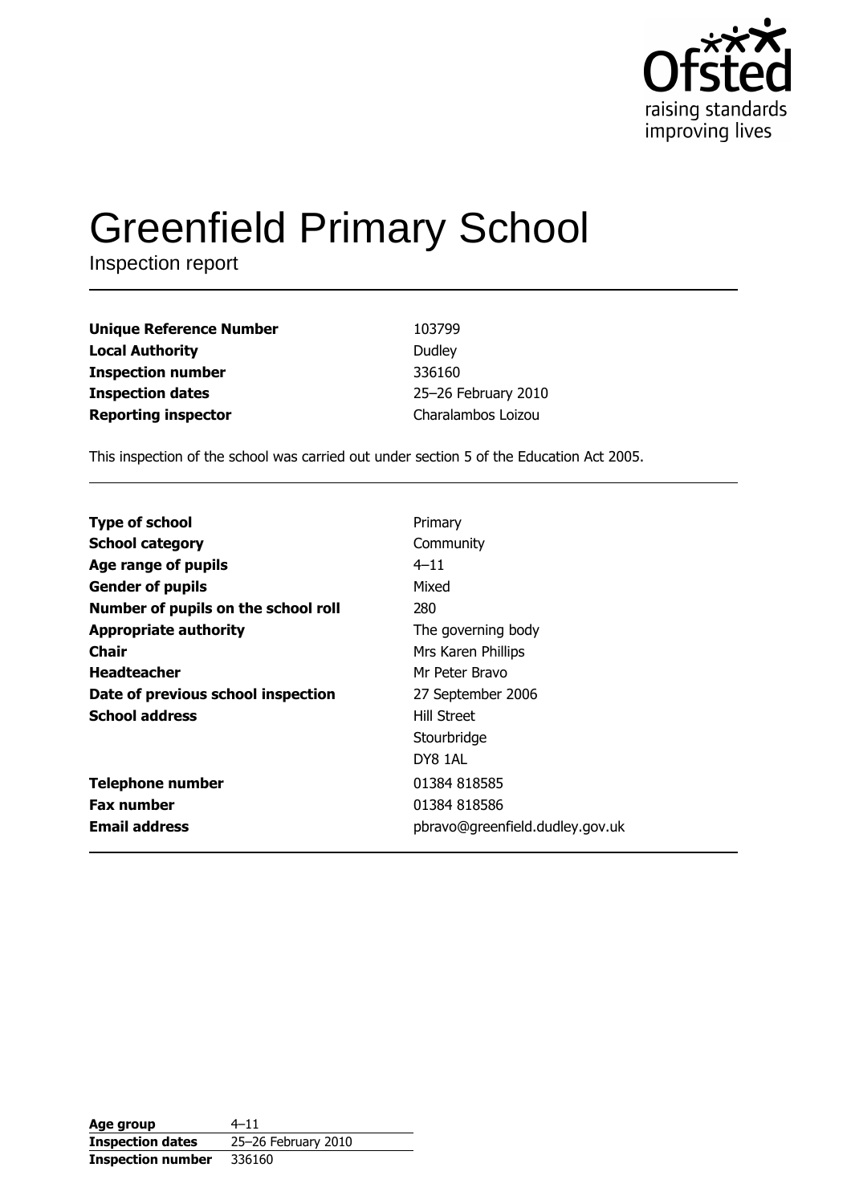# Greenfield Primary School

Inspection report

| | |
|---|---|
| **Unique Reference Number** | 103799 |
| **Local Authority** | Dudley |
| **Inspection number** | 336160 |
| **Inspection dates** | 25–26 February 2010 |
| **Reporting inspector** | Charalambos Loizou |

This inspection of the school was carried out under section 5 of the Education Act 2005.

| | |
|---|---|
| **Type of school** | Primary |
| **School category** | Community |
| **Age range of pupils** | 4–11 |
| **Gender of pupils** | Mixed |
| **Number of pupils on the school roll** | 280 |
| **Appropriate authority** | The governing body |
| **Chair** | Mrs Karen Phillips |
| **Headteacher** | Mr Peter Bravo |
| **Date of previous school inspection** | 27 September 2006 |
| **School address** | Hill Street<br>Stourbridge<br>DY8 1AL |
| **Telephone number** | 01384 818585 |
| **Fax number** | 01384 818586 |
| **Email address** | pbravo@greenfield.dudley.gov.uk |

| | |
|---|---|
| **Age group** | 4–11 |
| **Inspection dates** | 25–26 February 2010 |
| **Inspection number** | 336160 |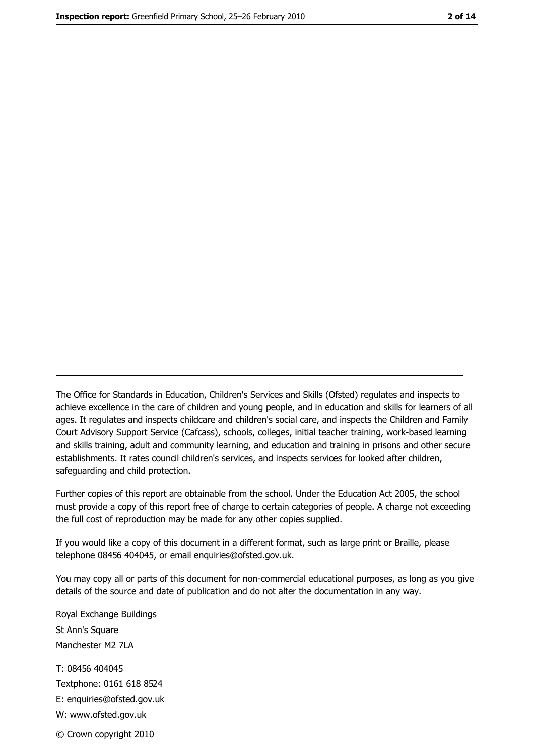---

The Office for Standards in Education, Children's Services and Skills (Ofsted) regulates and inspects to achieve excellence in the care of children and young people, and in education and skills for learners of all ages. It regulates and inspects childcare and children's social care, and inspects the Children and Family Court Advisory Support Service (Cafcass), schools, colleges, initial teacher training, work-based learning and skills training, adult and community learning, and education and training in prisons and other secure establishments. It rates council children's services, and inspects services for looked after children, safeguarding and child protection.

Further copies of this report are obtainable from the school. Under the Education Act 2005, the school must provide a copy of this report free of charge to certain categories of people. A charge not exceeding the full cost of reproduction may be made for any other copies supplied.

If you would like a copy of this document in a different format, such as large print or Braille, please telephone 08456 404045, or email enquiries@ofsted.gov.uk.

You may copy all or parts of this document for non-commercial educational purposes, as long as you give details of the source and date of publication and do not alter the documentation in any way.

Royal Exchange Buildings
St Ann's Square
Manchester M2 7LA

T: 08456 404045
Textphone: 0161 618 8524
E: enquiries@ofsted.gov.uk
W: www.ofsted.gov.uk

© Crown copyright 2010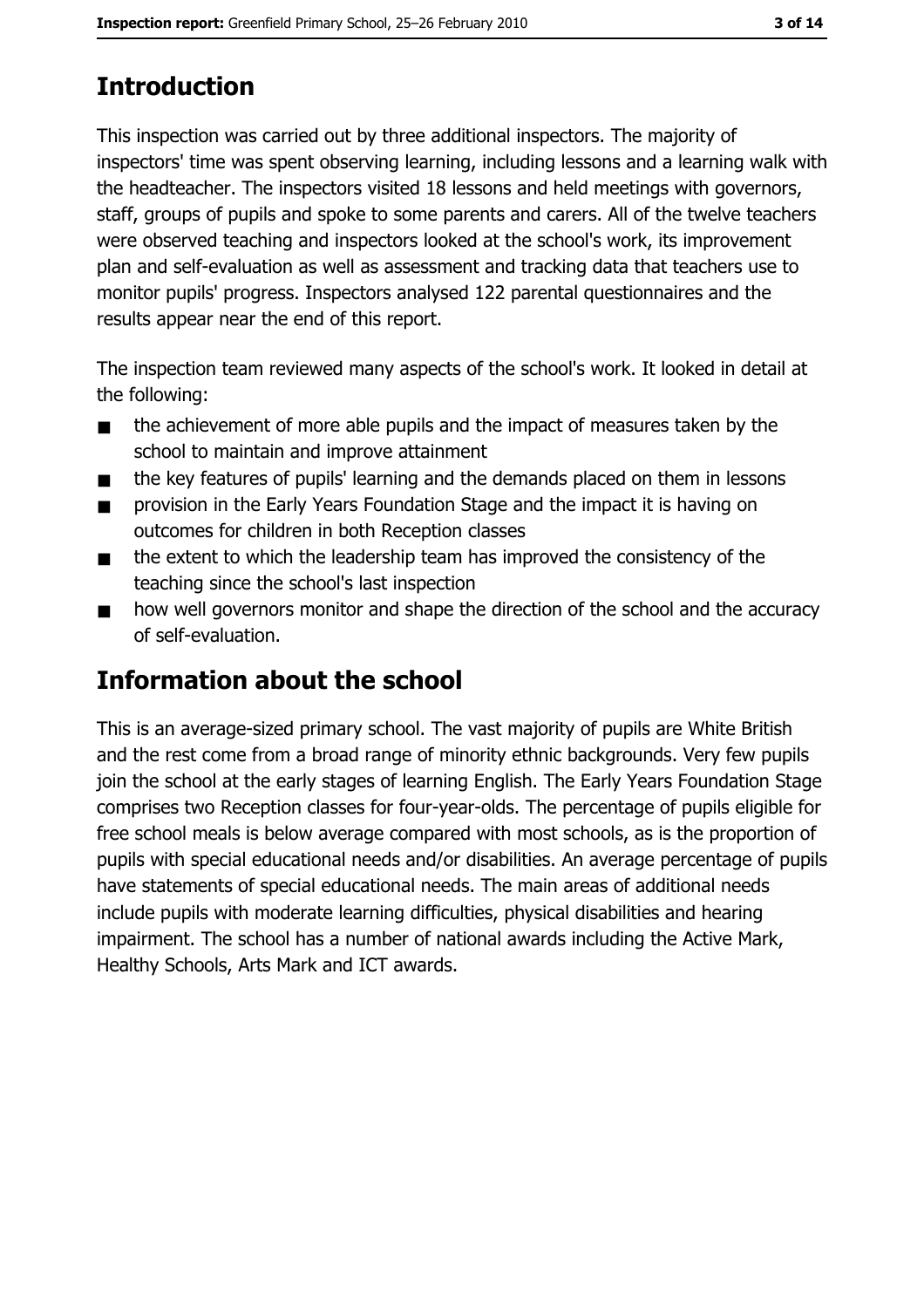## Introduction

This inspection was carried out by three additional inspectors. The majority of inspectors' time was spent observing learning, including lessons and a learning walk with the headteacher. The inspectors visited 18 lessons and held meetings with governors, staff, groups of pupils and spoke to some parents and carers. All of the twelve teachers were observed teaching and inspectors looked at the school's work, its improvement plan and self-evaluation as well as assessment and tracking data that teachers use to monitor pupils' progress. Inspectors analysed 122 parental questionnaires and the results appear near the end of this report.

The inspection team reviewed many aspects of the school's work. It looked in detail at the following:

- the achievement of more able pupils and the impact of measures taken by the school to maintain and improve attainment
- the key features of pupils' learning and the demands placed on them in lessons
- provision in the Early Years Foundation Stage and the impact it is having on outcomes for children in both Reception classes
- the extent to which the leadership team has improved the consistency of the teaching since the school's last inspection
- how well governors monitor and shape the direction of the school and the accuracy of self-evaluation.

## Information about the school

This is an average-sized primary school. The vast majority of pupils are White British and the rest come from a broad range of minority ethnic backgrounds. Very few pupils join the school at the early stages of learning English. The Early Years Foundation Stage comprises two Reception classes for four-year-olds. The percentage of pupils eligible for free school meals is below average compared with most schools, as is the proportion of pupils with special educational needs and/or disabilities. An average percentage of pupils have statements of special educational needs. The main areas of additional needs include pupils with moderate learning difficulties, physical disabilities and hearing impairment. The school has a number of national awards including the Active Mark, Healthy Schools, Arts Mark and ICT awards.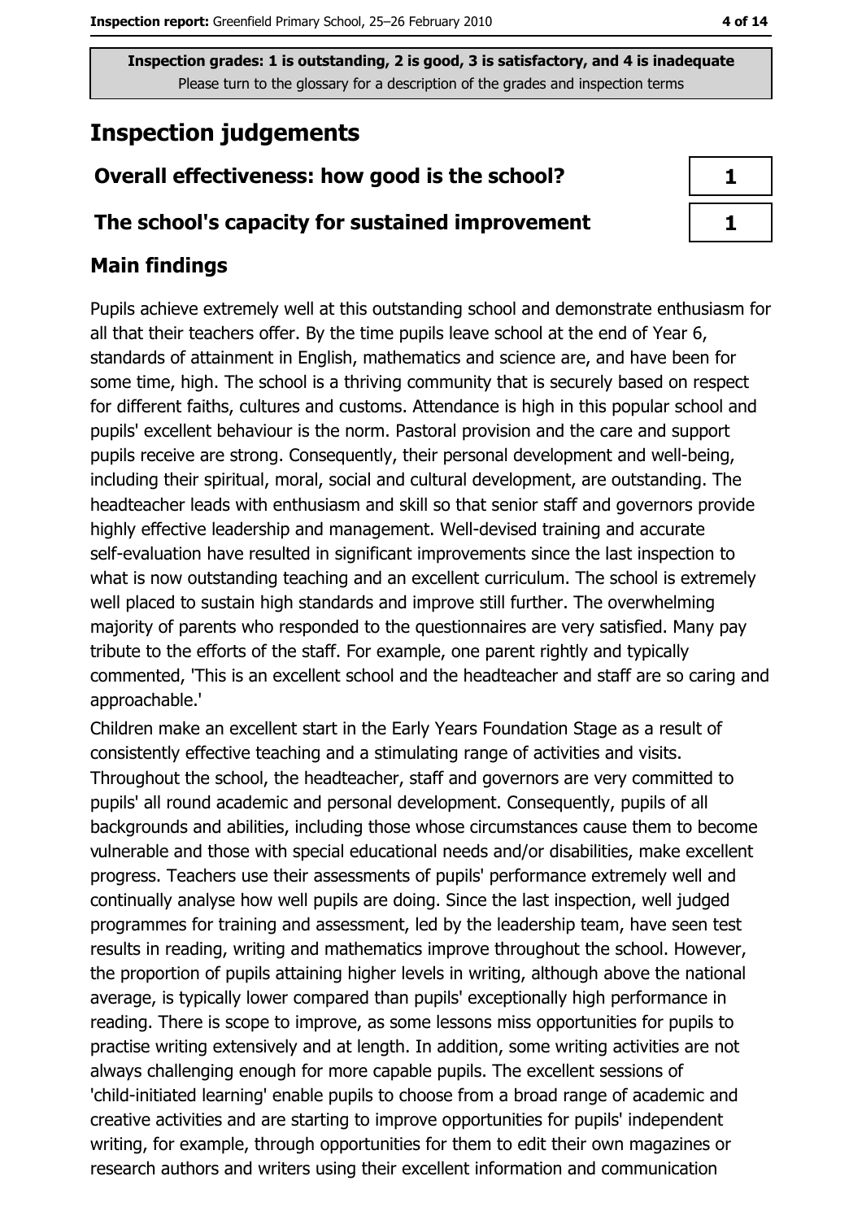**Inspection grades: 1 is outstanding, 2 is good, 3 is satisfactory, and 4 is inadequate**
Please turn to the glossary for a description of the grades and inspection terms

# Inspection judgements

| Overall effectiveness: how good is the school? | 1 |
| --- | --- |
| The school's capacity for sustained improvement | 1 |

## Main findings

Pupils achieve extremely well at this outstanding school and demonstrate enthusiasm for all that their teachers offer. By the time pupils leave school at the end of Year 6, standards of attainment in English, mathematics and science are, and have been for some time, high. The school is a thriving community that is securely based on respect for different faiths, cultures and customs. Attendance is high in this popular school and pupils' excellent behaviour is the norm. Pastoral provision and the care and support pupils receive are strong. Consequently, their personal development and well-being, including their spiritual, moral, social and cultural development, are outstanding. The headteacher leads with enthusiasm and skill so that senior staff and governors provide highly effective leadership and management. Well-devised training and accurate self-evaluation have resulted in significant improvements since the last inspection to what is now outstanding teaching and an excellent curriculum. The school is extremely well placed to sustain high standards and improve still further. The overwhelming majority of parents who responded to the questionnaires are very satisfied. Many pay tribute to the efforts of the staff. For example, one parent rightly and typically commented, 'This is an excellent school and the headteacher and staff are so caring and approachable.'

Children make an excellent start in the Early Years Foundation Stage as a result of consistently effective teaching and a stimulating range of activities and visits. Throughout the school, the headteacher, staff and governors are very committed to pupils' all round academic and personal development. Consequently, pupils of all backgrounds and abilities, including those whose circumstances cause them to become vulnerable and those with special educational needs and/or disabilities, make excellent progress. Teachers use their assessments of pupils' performance extremely well and continually analyse how well pupils are doing. Since the last inspection, well judged programmes for training and assessment, led by the leadership team, have seen test results in reading, writing and mathematics improve throughout the school. However, the proportion of pupils attaining higher levels in writing, although above the national average, is typically lower compared than pupils' exceptionally high performance in reading. There is scope to improve, as some lessons miss opportunities for pupils to practise writing extensively and at length. In addition, some writing activities are not always challenging enough for more capable pupils. The excellent sessions of 'child-initiated learning' enable pupils to choose from a broad range of academic and creative activities and are starting to improve opportunities for pupils' independent writing, for example, through opportunities for them to edit their own magazines or research authors and writers using their excellent information and communication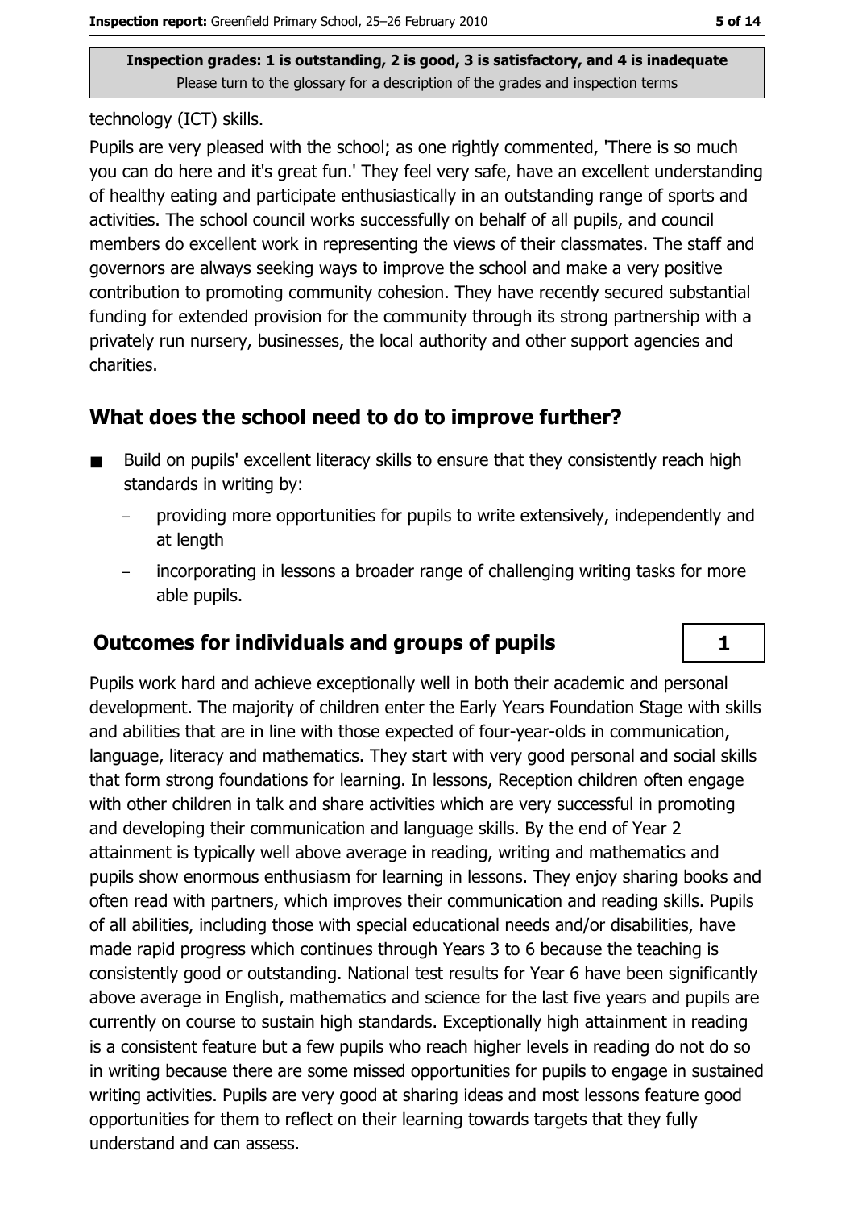technology (ICT) skills.

Pupils are very pleased with the school; as one rightly commented, 'There is so much you can do here and it's great fun.' They feel very safe, have an excellent understanding of healthy eating and participate enthusiastically in an outstanding range of sports and activities. The school council works successfully on behalf of all pupils, and council members do excellent work in representing the views of their classmates. The staff and governors are always seeking ways to improve the school and make a very positive contribution to promoting community cohesion. They have recently secured substantial funding for extended provision for the community through its strong partnership with a privately run nursery, businesses, the local authority and other support agencies and charities.

## What does the school need to do to improve further?

- Build on pupils' excellent literacy skills to ensure that they consistently reach high standards in writing by:
  - providing more opportunities for pupils to write extensively, independently and at length
  - incorporating in lessons a broader range of challenging writing tasks for more able pupils.

## Outcomes for individuals and groups of pupils

**1**

Pupils work hard and achieve exceptionally well in both their academic and personal development. The majority of children enter the Early Years Foundation Stage with skills and abilities that are in line with those expected of four-year-olds in communication, language, literacy and mathematics. They start with very good personal and social skills that form strong foundations for learning. In lessons, Reception children often engage with other children in talk and share activities which are very successful in promoting and developing their communication and language skills. By the end of Year 2 attainment is typically well above average in reading, writing and mathematics and pupils show enormous enthusiasm for learning in lessons. They enjoy sharing books and often read with partners, which improves their communication and reading skills. Pupils of all abilities, including those with special educational needs and/or disabilities, have made rapid progress which continues through Years 3 to 6 because the teaching is consistently good or outstanding. National test results for Year 6 have been significantly above average in English, mathematics and science for the last five years and pupils are currently on course to sustain high standards. Exceptionally high attainment in reading is a consistent feature but a few pupils who reach higher levels in reading do not do so in writing because there are some missed opportunities for pupils to engage in sustained writing activities. Pupils are very good at sharing ideas and most lessons feature good opportunities for them to reflect on their learning towards targets that they fully understand and can assess.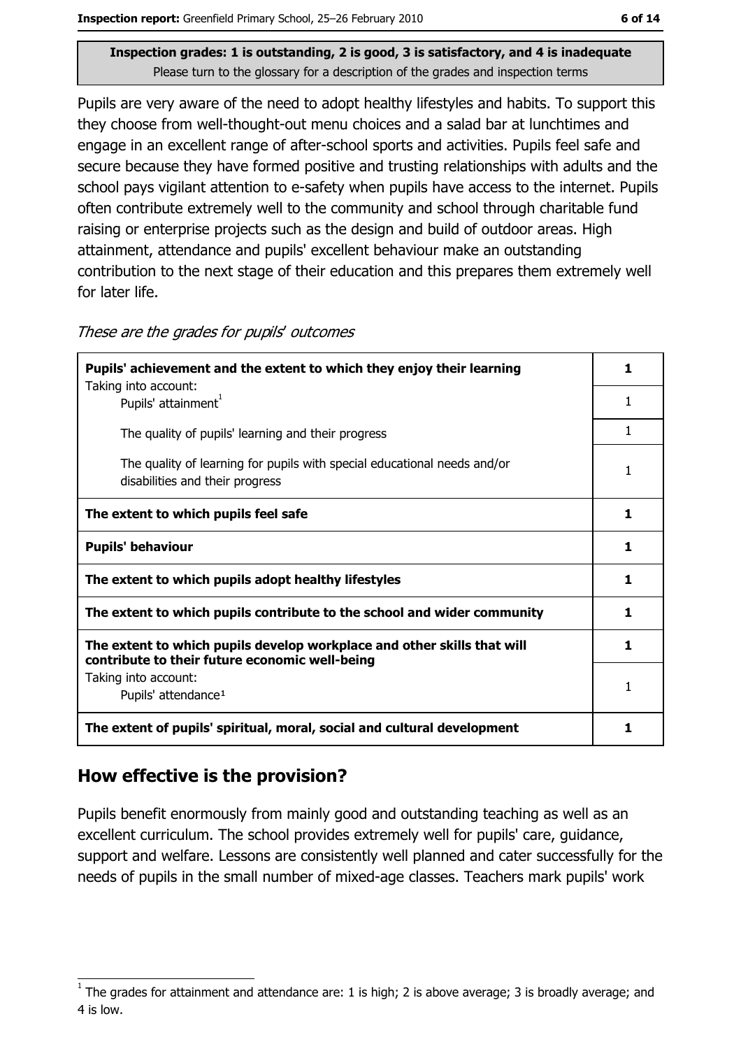**Inspection grades: 1 is outstanding, 2 is good, 3 is satisfactory, and 4 is inadequate**
Please turn to the glossary for a description of the grades and inspection terms

Pupils are very aware of the need to adopt healthy lifestyles and habits. To support this they choose from well-thought-out menu choices and a salad bar at lunchtimes and engage in an excellent range of after-school sports and activities. Pupils feel safe and secure because they have formed positive and trusting relationships with adults and the school pays vigilant attention to e-safety when pupils have access to the internet. Pupils often contribute extremely well to the community and school through charitable fund raising or enterprise projects such as the design and build of outdoor areas. High attainment, attendance and pupils' excellent behaviour make an outstanding contribution to the next stage of their education and this prepares them extremely well for later life.

*These are the grades for pupils' outcomes*

| | |
|---|---|
| **Pupils' achievement and the extent to which they enjoy their learning** | **1** |
| Taking into account: Pupils' attainment[1] | 1 |
| The quality of pupils' learning and their progress | 1 |
| The quality of learning for pupils with special educational needs and/or disabilities and their progress | 1 |
| **The extent to which pupils feel safe** | **1** |
| **Pupils' behaviour** | **1** |
| **The extent to which pupils adopt healthy lifestyles** | **1** |
| **The extent to which pupils contribute to the school and wider community** | **1** |
| **The extent to which pupils develop workplace and other skills that will contribute to their future economic well-being** | **1** |
| Taking into account: Pupils' attendance[1] | 1 |
| **The extent of pupils' spiritual, moral, social and cultural development** | **1** |

## How effective is the provision?

Pupils benefit enormously from mainly good and outstanding teaching as well as an excellent curriculum. The school provides extremely well for pupils' care, guidance, support and welfare. Lessons are consistently well planned and cater successfully for the needs of pupils in the small number of mixed-age classes. Teachers mark pupils' work

[1] The grades for attainment and attendance are: 1 is high; 2 is above average; 3 is broadly average; and 4 is low.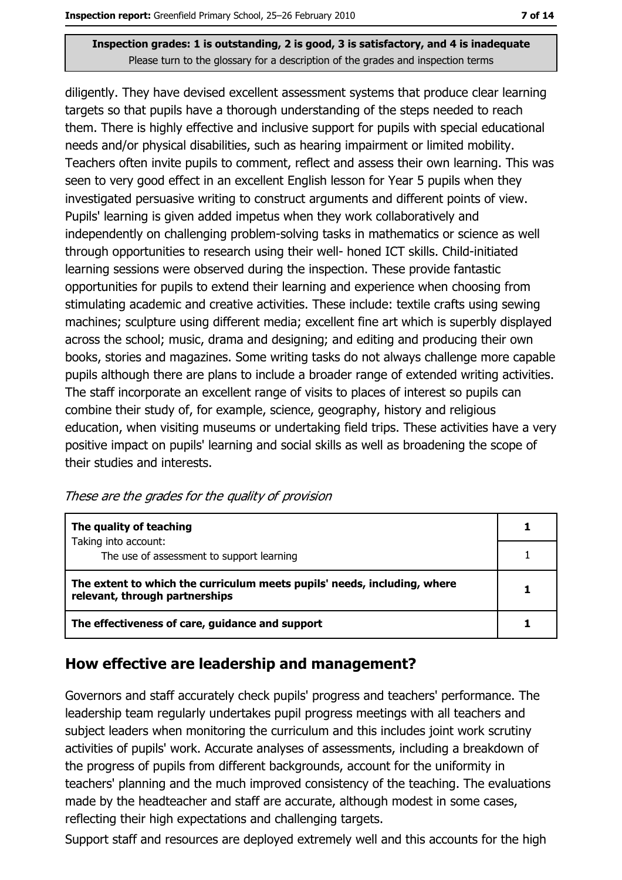**Inspection grades: 1 is outstanding, 2 is good, 3 is satisfactory, and 4 is inadequate**
Please turn to the glossary for a description of the grades and inspection terms

diligently. They have devised excellent assessment systems that produce clear learning targets so that pupils have a thorough understanding of the steps needed to reach them. There is highly effective and inclusive support for pupils with special educational needs and/or physical disabilities, such as hearing impairment or limited mobility. Teachers often invite pupils to comment, reflect and assess their own learning. This was seen to very good effect in an excellent English lesson for Year 5 pupils when they investigated persuasive writing to construct arguments and different points of view. Pupils' learning is given added impetus when they work collaboratively and independently on challenging problem-solving tasks in mathematics or science as well through opportunities to research using their well- honed ICT skills. Child-initiated learning sessions were observed during the inspection. These provide fantastic opportunities for pupils to extend their learning and experience when choosing from stimulating academic and creative activities. These include: textile crafts using sewing machines; sculpture using different media; excellent fine art which is superbly displayed across the school; music, drama and designing; and editing and producing their own books, stories and magazines. Some writing tasks do not always challenge more capable pupils although there are plans to include a broader range of extended writing activities. The staff incorporate an excellent range of visits to places of interest so pupils can combine their study of, for example, science, geography, history and religious education, when visiting museums or undertaking field trips. These activities have a very positive impact on pupils' learning and social skills as well as broadening the scope of their studies and interests.

*These are the grades for the quality of provision*

| | |
|---|---|
| **The quality of teaching** | **1** |
| Taking into account: The use of assessment to support learning | 1 |
| **The extent to which the curriculum meets pupils' needs, including, where relevant, through partnerships** | **1** |
| **The effectiveness of care, guidance and support** | **1** |

## How effective are leadership and management?

Governors and staff accurately check pupils' progress and teachers' performance. The leadership team regularly undertakes pupil progress meetings with all teachers and subject leaders when monitoring the curriculum and this includes joint work scrutiny activities of pupils' work. Accurate analyses of assessments, including a breakdown of the progress of pupils from different backgrounds, account for the uniformity in teachers' planning and the much improved consistency of the teaching. The evaluations made by the headteacher and staff are accurate, although modest in some cases, reflecting their high expectations and challenging targets.

Support staff and resources are deployed extremely well and this accounts for the high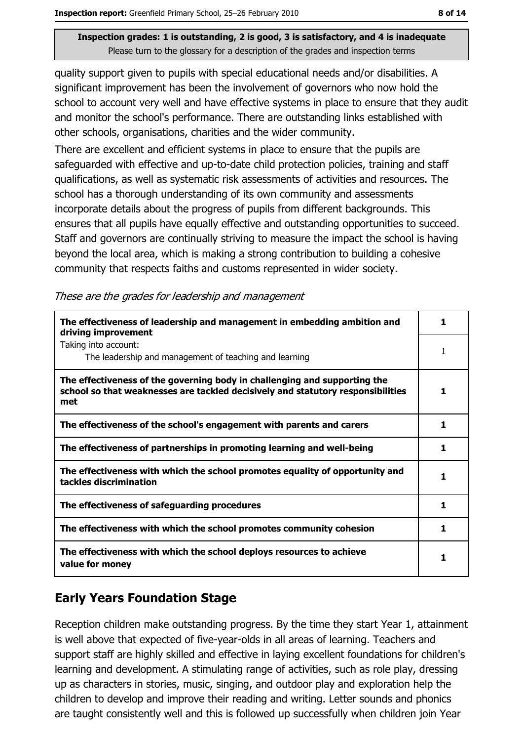quality support given to pupils with special educational needs and/or disabilities. A significant improvement has been the involvement of governors who now hold the school to account very well and have effective systems in place to ensure that they audit and monitor the school's performance. There are outstanding links established with other schools, organisations, charities and the wider community.

There are excellent and efficient systems in place to ensure that the pupils are safeguarded with effective and up-to-date child protection policies, training and staff qualifications, as well as systematic risk assessments of activities and resources. The school has a thorough understanding of its own community and assessments incorporate details about the progress of pupils from different backgrounds. This ensures that all pupils have equally effective and outstanding opportunities to succeed. Staff and governors are continually striving to measure the impact the school is having beyond the local area, which is making a strong contribution to building a cohesive community that respects faiths and customs represented in wider society.

*These are the grades for leadership and management*

| | |
|---|---|
| **The effectiveness of leadership and management in embedding ambition and driving improvement** | **1** |
| Taking into account: The leadership and management of teaching and learning | 1 |
| **The effectiveness of the governing body in challenging and supporting the school so that weaknesses are tackled decisively and statutory responsibilities met** | **1** |
| **The effectiveness of the school's engagement with parents and carers** | **1** |
| **The effectiveness of partnerships in promoting learning and well-being** | **1** |
| **The effectiveness with which the school promotes equality of opportunity and tackles discrimination** | **1** |
| **The effectiveness of safeguarding procedures** | **1** |
| **The effectiveness with which the school promotes community cohesion** | **1** |
| **The effectiveness with which the school deploys resources to achieve value for money** | **1** |

## Early Years Foundation Stage

Reception children make outstanding progress. By the time they start Year 1, attainment is well above that expected of five-year-olds in all areas of learning. Teachers and support staff are highly skilled and effective in laying excellent foundations for children's learning and development. A stimulating range of activities, such as role play, dressing up as characters in stories, music, singing, and outdoor play and exploration help the children to develop and improve their reading and writing. Letter sounds and phonics are taught consistently well and this is followed up successfully when children join Year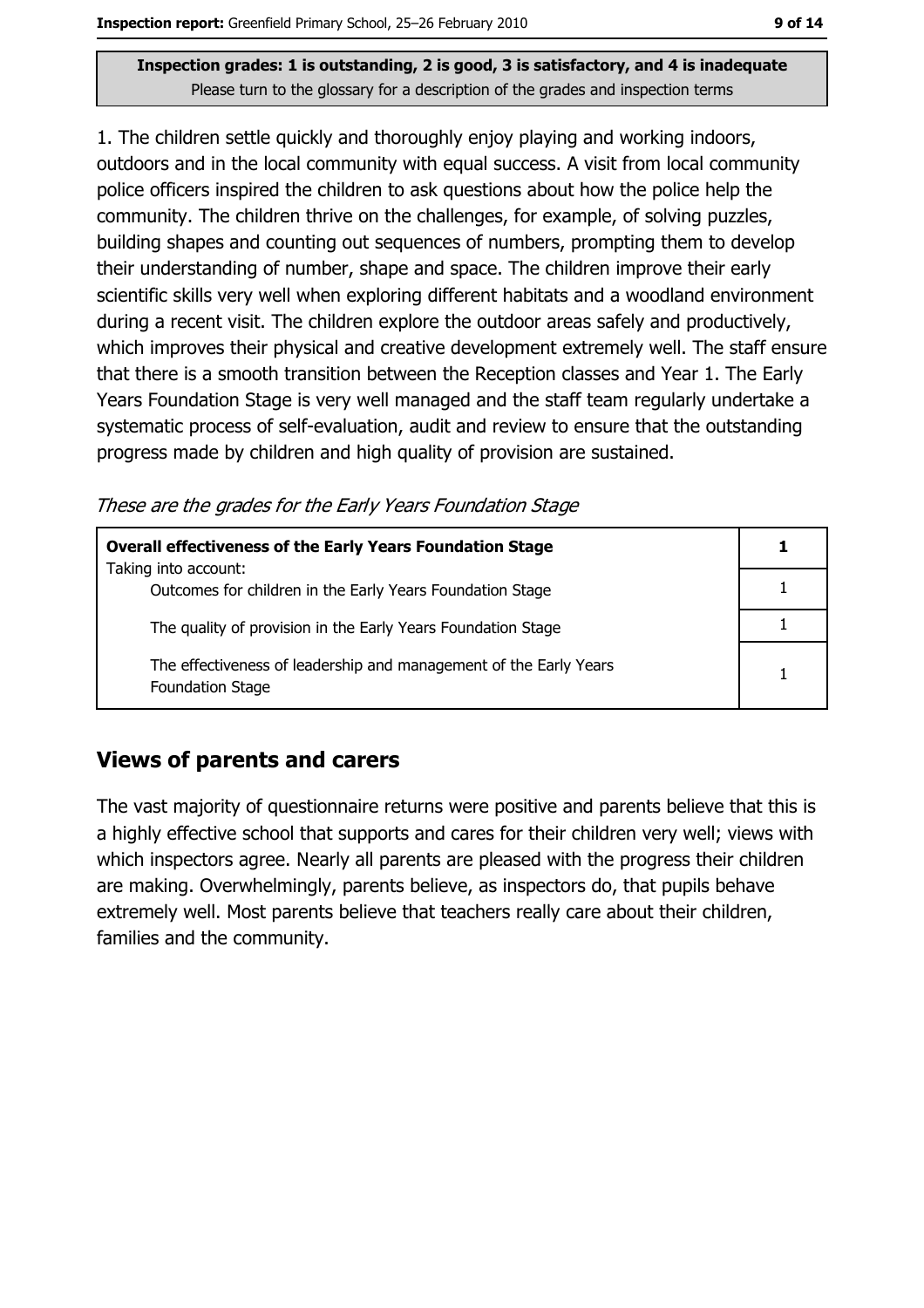**Inspection grades: 1 is outstanding, 2 is good, 3 is satisfactory, and 4 is inadequate**
Please turn to the glossary for a description of the grades and inspection terms

1. The children settle quickly and thoroughly enjoy playing and working indoors, outdoors and in the local community with equal success. A visit from local community police officers inspired the children to ask questions about how the police help the community. The children thrive on the challenges, for example, of solving puzzles, building shapes and counting out sequences of numbers, prompting them to develop their understanding of number, shape and space. The children improve their early scientific skills very well when exploring different habitats and a woodland environment during a recent visit. The children explore the outdoor areas safely and productively, which improves their physical and creative development extremely well. The staff ensure that there is a smooth transition between the Reception classes and Year 1. The Early Years Foundation Stage is very well managed and the staff team regularly undertake a systematic process of self-evaluation, audit and review to ensure that the outstanding progress made by children and high quality of provision are sustained.

*These are the grades for the Early Years Foundation Stage*

| **Overall effectiveness of the Early Years Foundation Stage** | **1** |
|---|---|
| Taking into account: Outcomes for children in the Early Years Foundation Stage | 1 |
| The quality of provision in the Early Years Foundation Stage | 1 |
| The effectiveness of leadership and management of the Early Years Foundation Stage | 1 |

## Views of parents and carers

The vast majority of questionnaire returns were positive and parents believe that this is a highly effective school that supports and cares for their children very well; views with which inspectors agree. Nearly all parents are pleased with the progress their children are making. Overwhelmingly, parents believe, as inspectors do, that pupils behave extremely well. Most parents believe that teachers really care about their children, families and the community.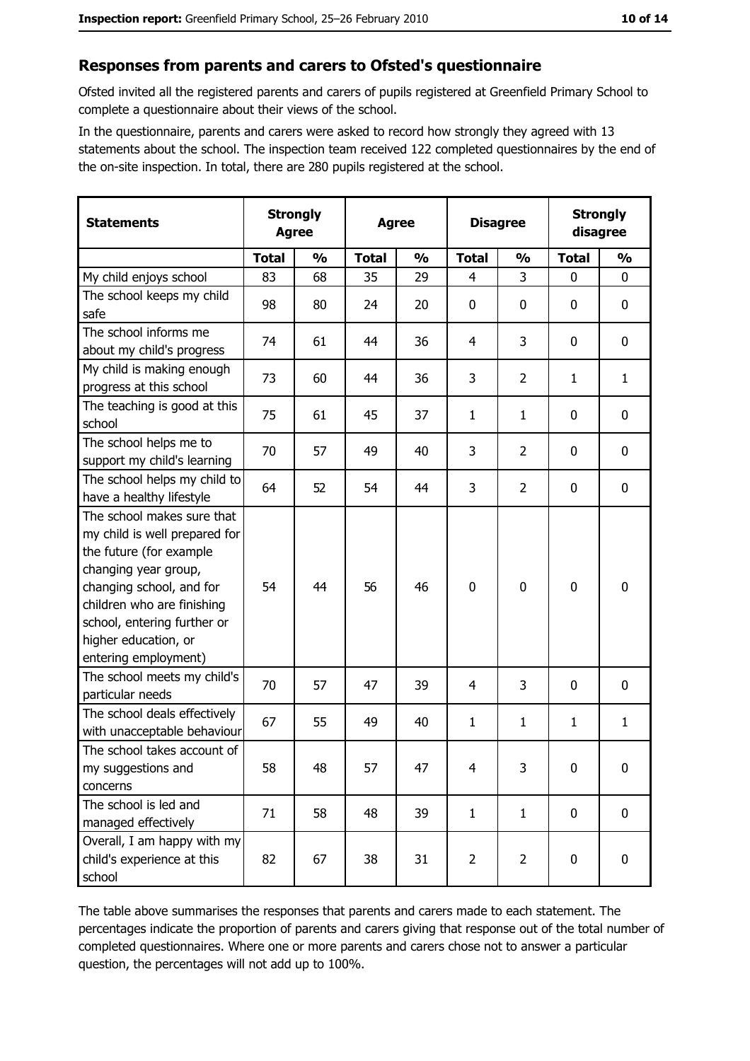## Responses from parents and carers to Ofsted's questionnaire

Ofsted invited all the registered parents and carers of pupils registered at Greenfield Primary School to complete a questionnaire about their views of the school.

In the questionnaire, parents and carers were asked to record how strongly they agreed with 13 statements about the school. The inspection team received 122 completed questionnaires by the end of the on-site inspection. In total, there are 280 pupils registered at the school.

| Statements | Strongly Agree | | Agree | | Disagree | | Strongly disagree | |
|---|---|---|---|---|---|---|---|---|
| | Total | % | Total | % | Total | % | Total | % |
| My child enjoys school | 83 | 68 | 35 | 29 | 4 | 3 | 0 | 0 |
| The school keeps my child safe | 98 | 80 | 24 | 20 | 0 | 0 | 0 | 0 |
| The school informs me about my child's progress | 74 | 61 | 44 | 36 | 4 | 3 | 0 | 0 |
| My child is making enough progress at this school | 73 | 60 | 44 | 36 | 3 | 2 | 1 | 1 |
| The teaching is good at this school | 75 | 61 | 45 | 37 | 1 | 1 | 0 | 0 |
| The school helps me to support my child's learning | 70 | 57 | 49 | 40 | 3 | 2 | 0 | 0 |
| The school helps my child to have a healthy lifestyle | 64 | 52 | 54 | 44 | 3 | 2 | 0 | 0 |
| The school makes sure that my child is well prepared for the future (for example changing year group, changing school, and for children who are finishing school, entering further or higher education, or entering employment) | 54 | 44 | 56 | 46 | 0 | 0 | 0 | 0 |
| The school meets my child's particular needs | 70 | 57 | 47 | 39 | 4 | 3 | 0 | 0 |
| The school deals effectively with unacceptable behaviour | 67 | 55 | 49 | 40 | 1 | 1 | 1 | 1 |
| The school takes account of my suggestions and concerns | 58 | 48 | 57 | 47 | 4 | 3 | 0 | 0 |
| The school is led and managed effectively | 71 | 58 | 48 | 39 | 1 | 1 | 0 | 0 |
| Overall, I am happy with my child's experience at this school | 82 | 67 | 38 | 31 | 2 | 2 | 0 | 0 |

The table above summarises the responses that parents and carers made to each statement. The percentages indicate the proportion of parents and carers giving that response out of the total number of completed questionnaires. Where one or more parents and carers chose not to answer a particular question, the percentages will not add up to 100%.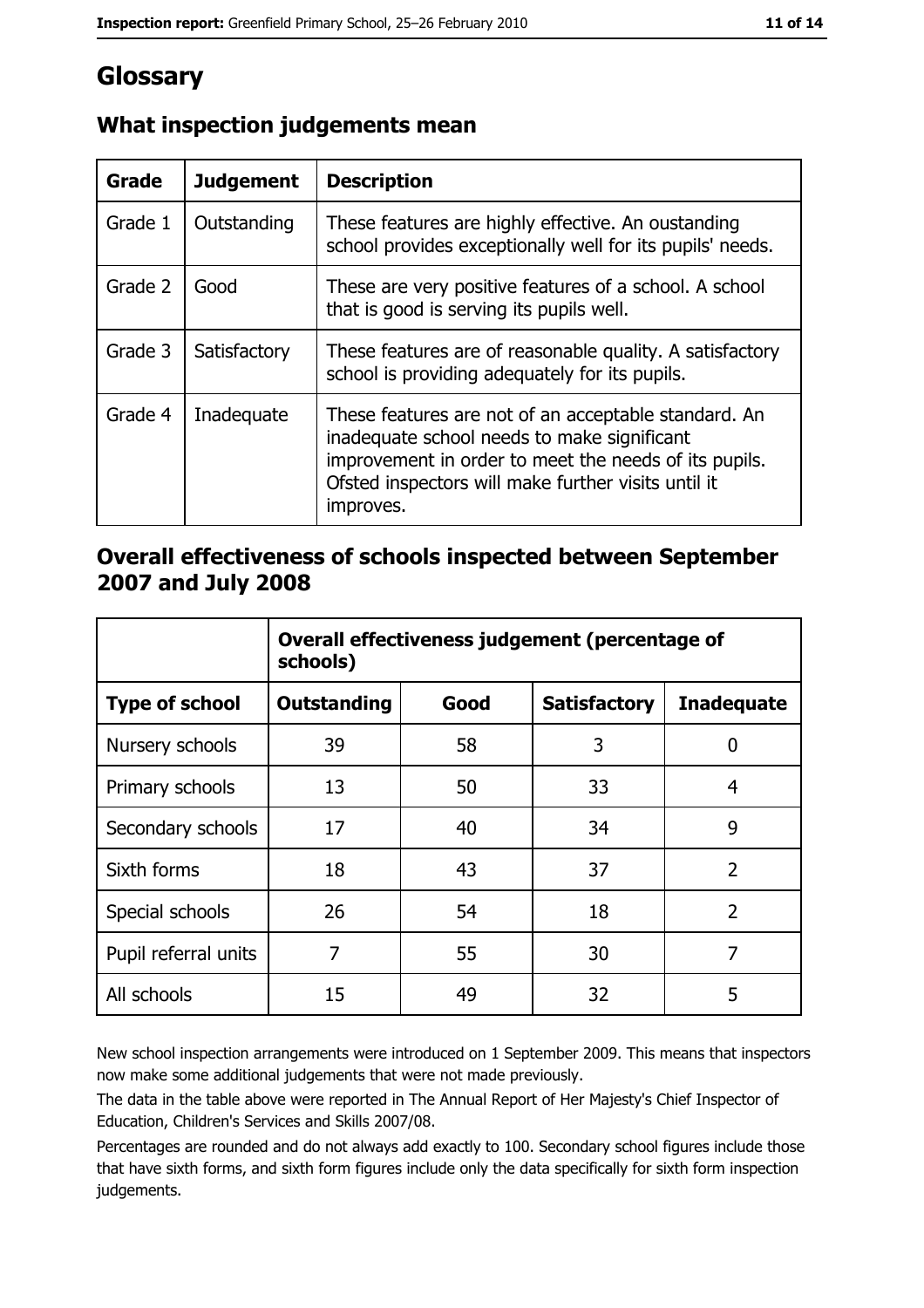# Glossary

## What inspection judgements mean

| Grade | Judgement | Description |
|---|---|---|
| Grade 1 | Outstanding | These features are highly effective. An oustanding school provides exceptionally well for its pupils' needs. |
| Grade 2 | Good | These are very positive features of a school. A school that is good is serving its pupils well. |
| Grade 3 | Satisfactory | These features are of reasonable quality. A satisfactory school is providing adequately for its pupils. |
| Grade 4 | Inadequate | These features are not of an acceptable standard. An inadequate school needs to make significant improvement in order to meet the needs of its pupils. Ofsted inspectors will make further visits until it improves. |

## Overall effectiveness of schools inspected between September 2007 and July 2008

| | Overall effectiveness judgement (percentage of schools) | | | |
|---|---|---|---|---|
| **Type of school** | **Outstanding** | **Good** | **Satisfactory** | **Inadequate** |
| Nursery schools | 39 | 58 | 3 | 0 |
| Primary schools | 13 | 50 | 33 | 4 |
| Secondary schools | 17 | 40 | 34 | 9 |
| Sixth forms | 18 | 43 | 37 | 2 |
| Special schools | 26 | 54 | 18 | 2 |
| Pupil referral units | 7 | 55 | 30 | 7 |
| All schools | 15 | 49 | 32 | 5 |

New school inspection arrangements were introduced on 1 September 2009. This means that inspectors now make some additional judgements that were not made previously.

The data in the table above were reported in The Annual Report of Her Majesty's Chief Inspector of Education, Children's Services and Skills 2007/08.

Percentages are rounded and do not always add exactly to 100. Secondary school figures include those that have sixth forms, and sixth form figures include only the data specifically for sixth form inspection judgements.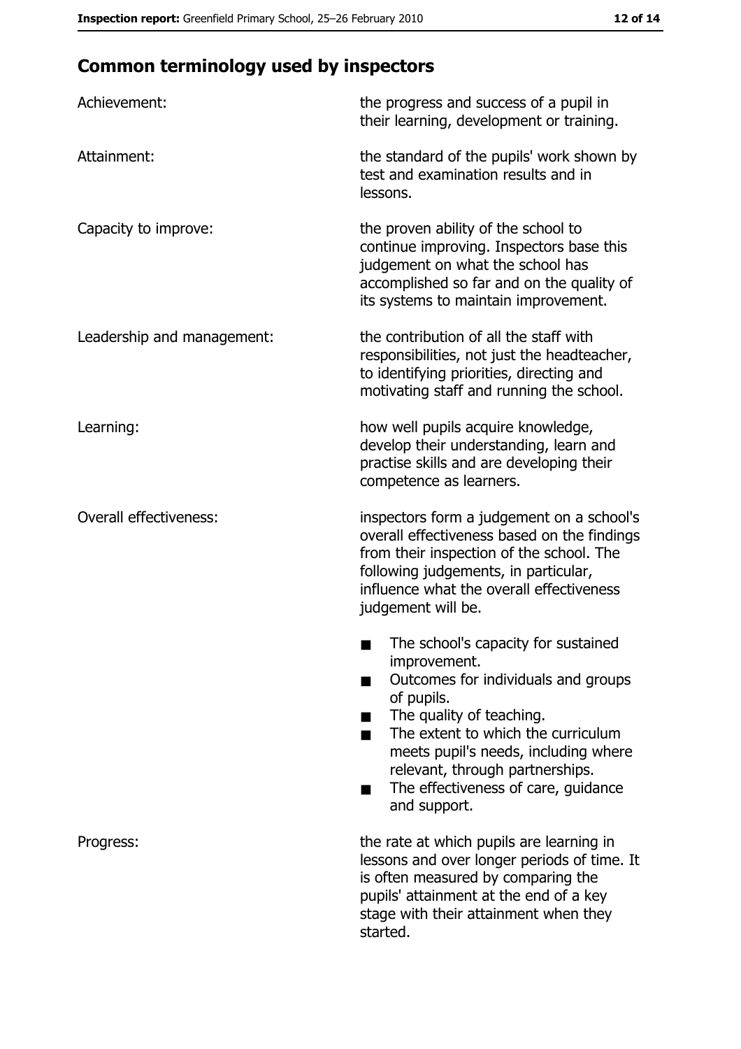## Common terminology used by inspectors

| | |
|---|---|
| Achievement: | the progress and success of a pupil in their learning, development or training. |
| Attainment: | the standard of the pupils' work shown by test and examination results and in lessons. |
| Capacity to improve: | the proven ability of the school to continue improving. Inspectors base this judgement on what the school has accomplished so far and on the quality of its systems to maintain improvement. |
| Leadership and management: | the contribution of all the staff with responsibilities, not just the headteacher, to identifying priorities, directing and motivating staff and running the school. |
| Learning: | how well pupils acquire knowledge, develop their understanding, learn and practise skills and are developing their competence as learners. |
| Overall effectiveness: | inspectors form a judgement on a school's overall effectiveness based on the findings from their inspection of the school. The following judgements, in particular, influence what the overall effectiveness judgement will be.<br>■ The school's capacity for sustained improvement.<br>■ Outcomes for individuals and groups of pupils.<br>■ The quality of teaching.<br>■ The extent to which the curriculum meets pupil's needs, including where relevant, through partnerships.<br>■ The effectiveness of care, guidance and support. |
| Progress: | the rate at which pupils are learning in lessons and over longer periods of time. It is often measured by comparing the pupils' attainment at the end of a key stage with their attainment when they started. |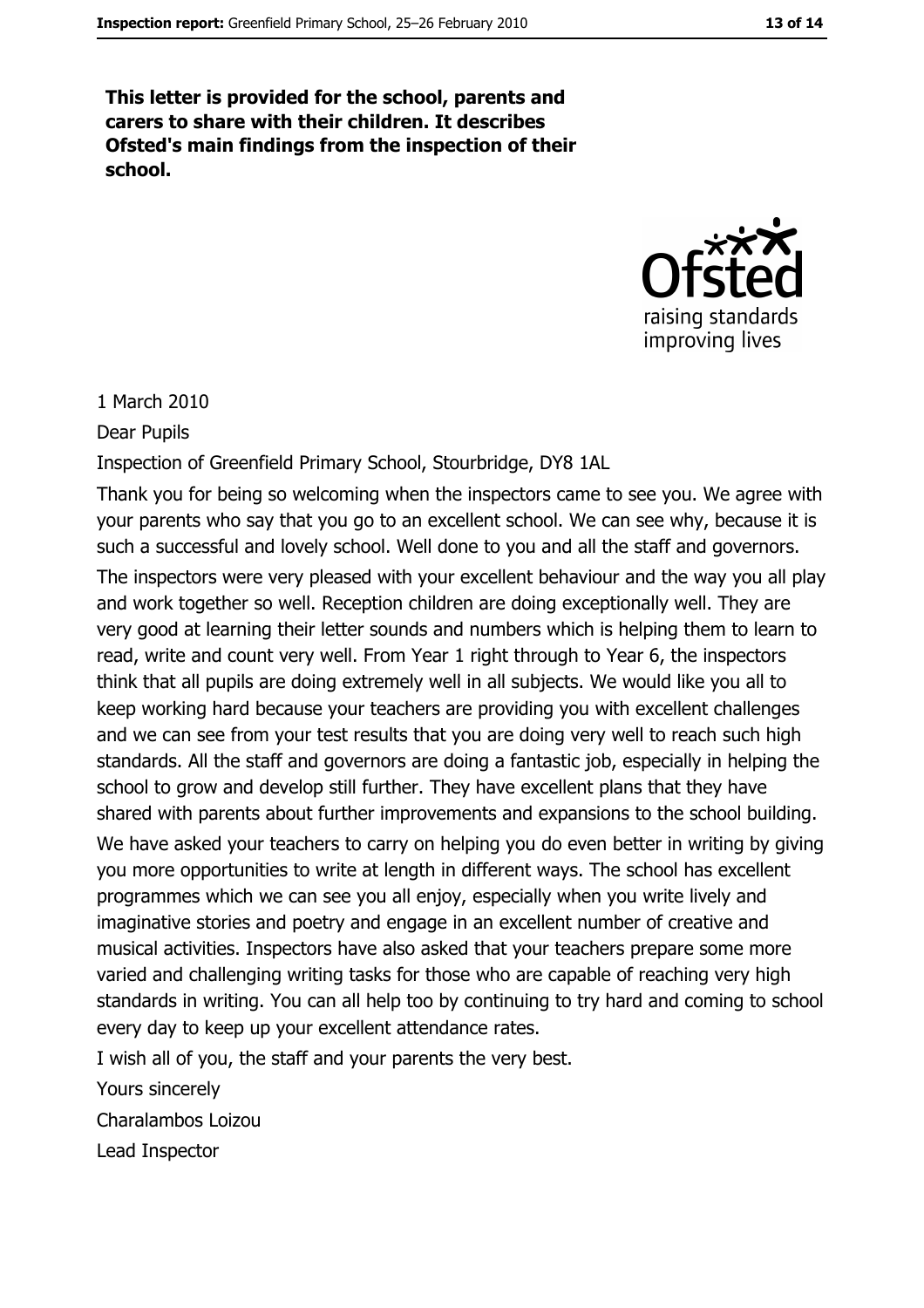**This letter is provided for the school, parents and carers to share with their children. It describes Ofsted's main findings from the inspection of their school.**

1 March 2010

Dear Pupils

Inspection of Greenfield Primary School, Stourbridge, DY8 1AL

Thank you for being so welcoming when the inspectors came to see you. We agree with your parents who say that you go to an excellent school. We can see why, because it is such a successful and lovely school. Well done to you and all the staff and governors.

The inspectors were very pleased with your excellent behaviour and the way you all play and work together so well. Reception children are doing exceptionally well. They are very good at learning their letter sounds and numbers which is helping them to learn to read, write and count very well. From Year 1 right through to Year 6, the inspectors think that all pupils are doing extremely well in all subjects. We would like you all to keep working hard because your teachers are providing you with excellent challenges and we can see from your test results that you are doing very well to reach such high standards. All the staff and governors are doing a fantastic job, especially in helping the school to grow and develop still further. They have excellent plans that they have shared with parents about further improvements and expansions to the school building.

We have asked your teachers to carry on helping you do even better in writing by giving you more opportunities to write at length in different ways. The school has excellent programmes which we can see you all enjoy, especially when you write lively and imaginative stories and poetry and engage in an excellent number of creative and musical activities. Inspectors have also asked that your teachers prepare some more varied and challenging writing tasks for those who are capable of reaching very high standards in writing. You can all help too by continuing to try hard and coming to school every day to keep up your excellent attendance rates.

I wish all of you, the staff and your parents the very best.

Yours sincerely

Charalambos Loizou

Lead Inspector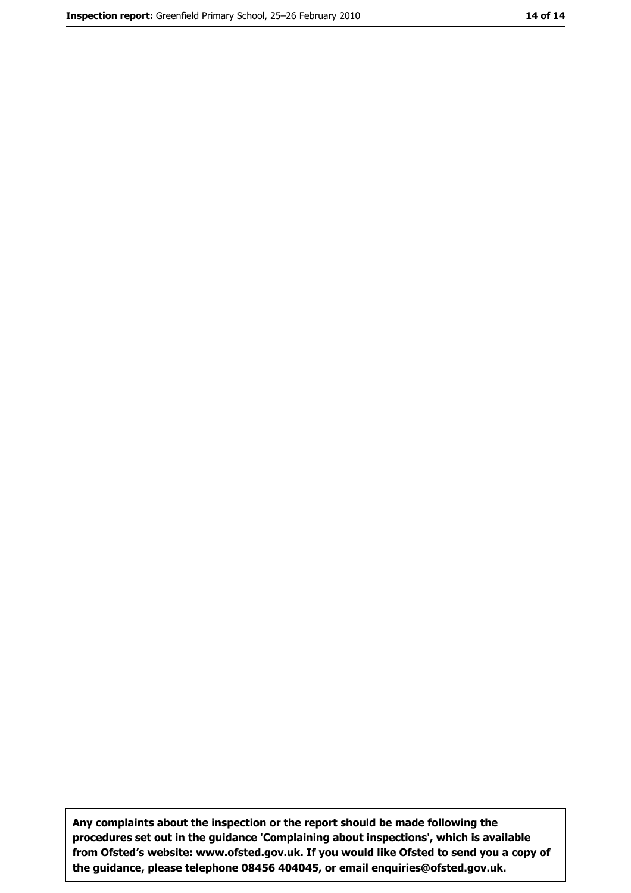**Any complaints about the inspection or the report should be made following the procedures set out in the guidance 'Complaining about inspections', which is available from Ofsted's website: www.ofsted.gov.uk. If you would like Ofsted to send you a copy of the guidance, please telephone 08456 404045, or email enquiries@ofsted.gov.uk.**